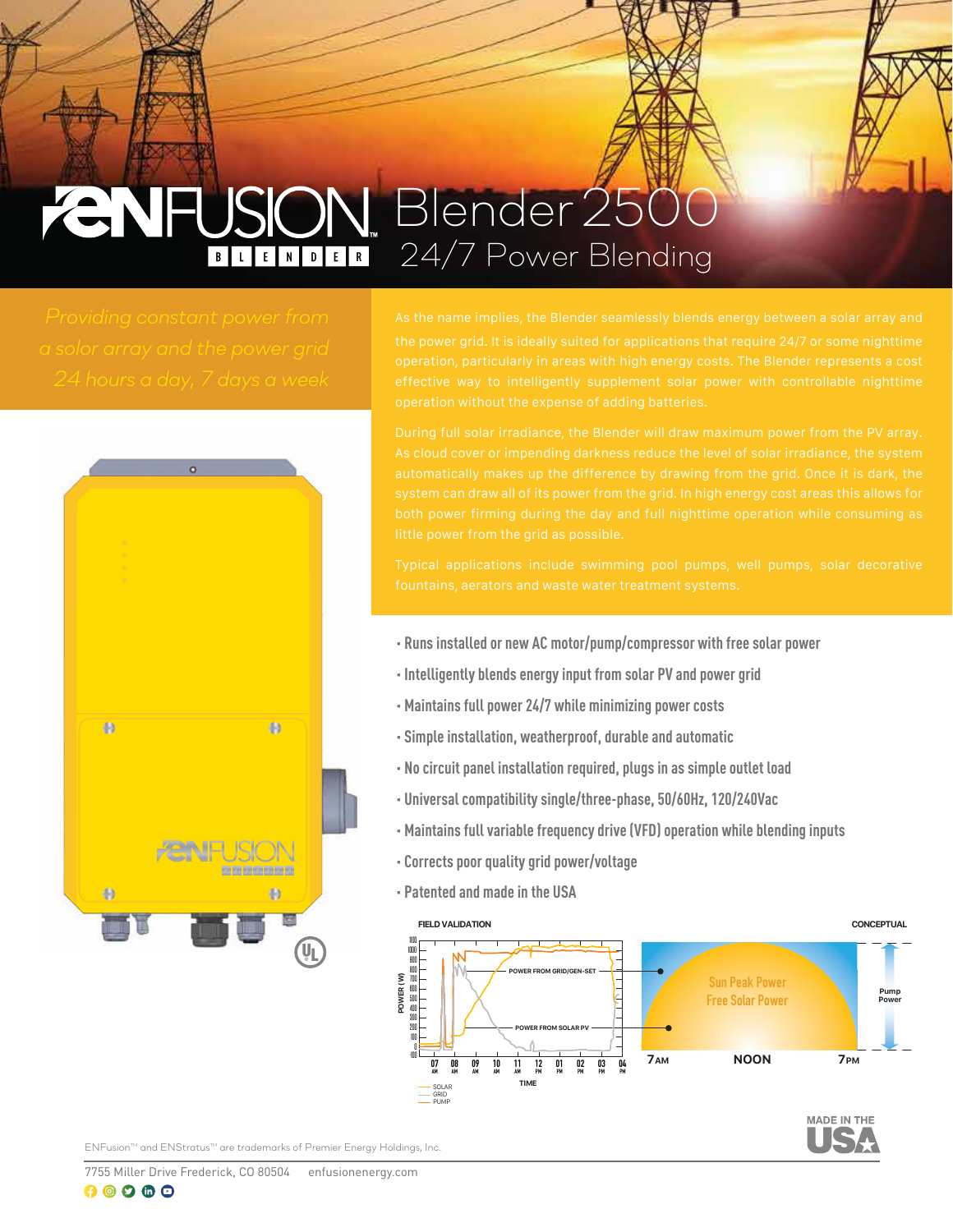# ENFUSION™ BLENDER Blender 2500

## 24/7 Power Blending

*Providing constant power from a solor array and the power grid 24 hours a day, 7 days a week*

As the name implies, the Blender seamlessly blends energy between a solar array and the power grid. It is ideally suited for applications that require 24/7 or some nighttime operation, particularly in areas with high energy costs. The Blender represents a cost effective way to intelligently supplement solar power with controllable nighttime operation without the expense of adding batteries.

During full solar irradiance, the Blender will draw maximum power from the PV array. As cloud cover or impending darkness reduce the level of solar irradiance, the system automatically makes up the difference by drawing from the grid. Once it is dark, the system can draw all of its power from the grid. In high energy cost areas this allows for both power firming during the day and full nighttime operation while consuming as little power from the grid as possible.

Typical applications include swimming pool pumps, well pumps, solar decorative fountains, aerators and waste water treatment systems.

- Runs installed or new AC motor/pump/compressor with free solar power
- Intelligently blends energy input from solar PV and power grid
- Maintains full power 24/7 while minimizing power costs
- Simple installation, weatherproof, durable and automatic
- No circuit panel installation required, plugs in as simple outlet load
- Universal compatibility single/three-phase, 50/60Hz, 120/240Vac
- Maintains full variable frequency drive (VFD) operation while blending inputs
- Corrects poor quality grid power/voltage
- Patented and made in the USA

**FIELD VALIDATION** — POWER FROM GRID/GEN-SET; POWER FROM SOLAR PV; POWER (W); TIME (07 AM – 04 PM); Legend: SOLAR, GRID, PUMP

**CONCEPTUAL** — Sun Peak Power / Free Solar Power; Pump Power; 7AM, NOON, 7PM

MADE IN THE USA

ENFusion™ and ENStratus™ are trademarks of Premier Energy Holdings, Inc.

7755 Miller Drive Frederick, CO 80504 enfusionenergy.com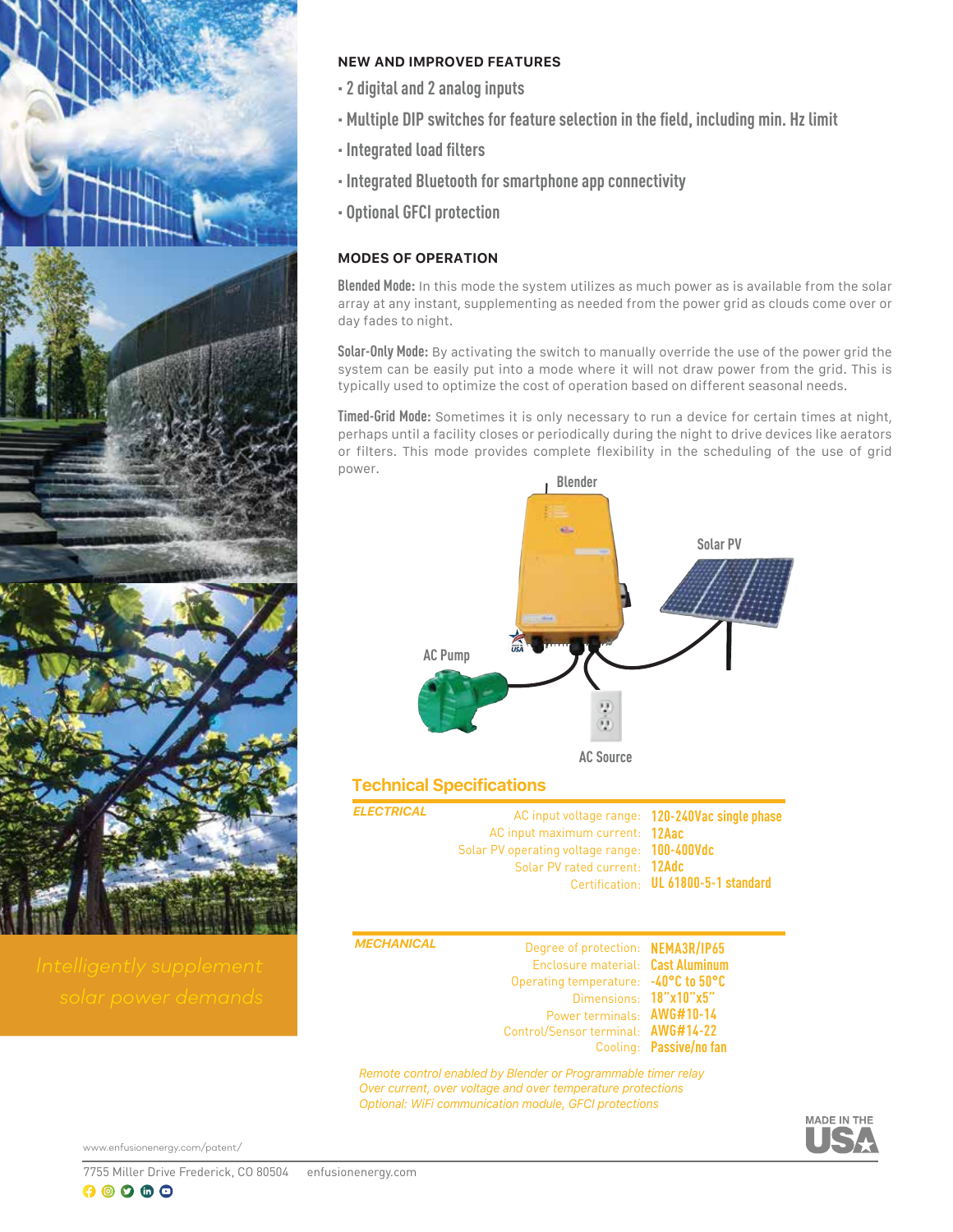## NEW AND IMPROVED FEATURES

- 2 digital and 2 analog inputs
- Multiple DIP switches for feature selection in the field, including min. Hz limit
- Integrated load filters
- Integrated Bluetooth for smartphone app connectivity
- Optional GFCI protection

## MODES OF OPERATION

**Blended Mode:** In this mode the system utilizes as much power as is available from the solar array at any instant, supplementing as needed from the power grid as clouds come over or day fades to night.

**Solar-Only Mode:** By activating the switch to manually override the use of the power grid the system can be easily put into a mode where it will not draw power from the grid. This is typically used to optimize the cost of operation based on different seasonal needs.

**Timed-Grid Mode:** Sometimes it is only necessary to run a device for certain times at night, perhaps until a facility closes or periodically during the night to drive devices like aerators or filters. This mode provides complete flexibility in the scheduling of the use of grid power.

Blender

Solar PV

AC Pump

AC Source

## Technical Specifications

| | | |
|---|---|---|
| *ELECTRICAL* | AC input voltage range: | 120-240Vac single phase |
| | AC input maximum current: | 12Aac |
| | Solar PV operating voltage range: | 100-400Vdc |
| | Solar PV rated current: | 12Adc |
| | Certification: | UL 61800-5-1 standard |
| *MECHANICAL* | Degree of protection: | NEMA3R/IP65 |
| | Enclosure material: | Cast Aluminum |
| | Operating temperature: | -40°C to 50°C |
| | Dimensions: | 18"x10"x5" |
| | Power terminals: | AWG#10-14 |
| | Control/Sensor terminal: | AWG#14-22 |
| | Cooling: | Passive/no fan |

*Remote control enabled by Blender or Programmable timer relay*
*Over current, over voltage and over temperature protections*
*Optional: WiFi communication module, GFCI protections*

*Intelligently supplement solar power demands*

MADE IN THE USA

www.enfusionenergy.com/patent/

7755 Miller Drive Frederick, CO 80504 enfusionenergy.com